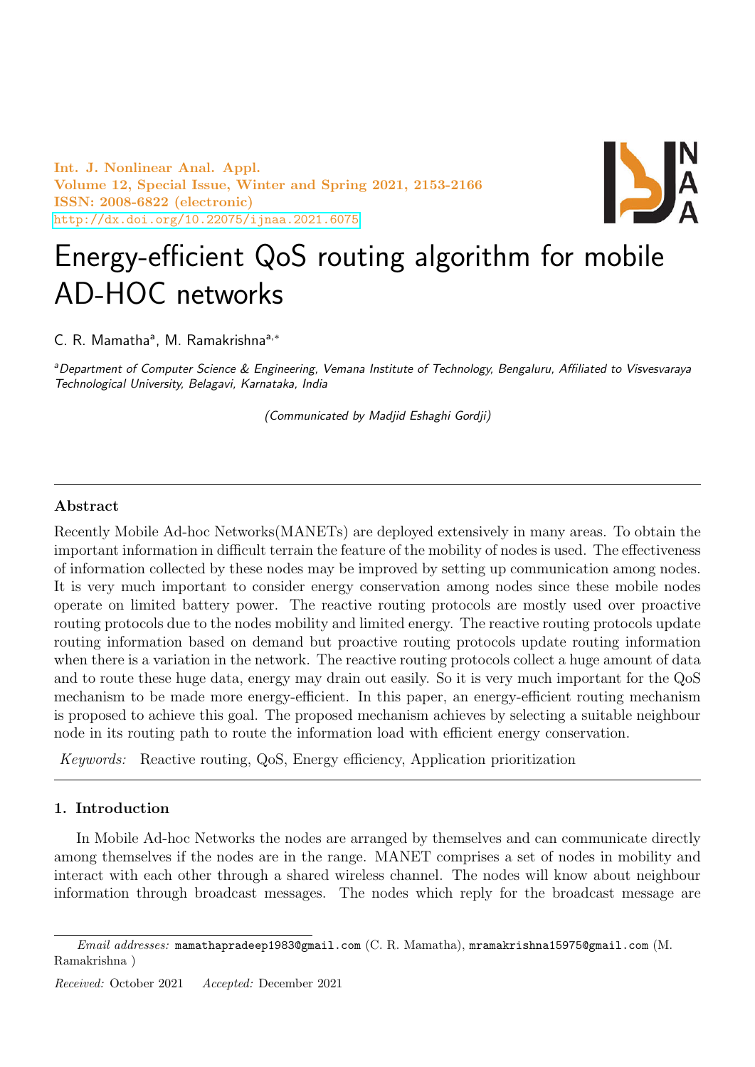Int. J. Nonlinear Anal. Appl.
Volume 12, Special Issue, Winter and Spring 2021, 2153-2166
ISSN: 2008-6822 (electronic)
http://dx.doi.org/10.22075/ijnaa.2021.6075

# Energy-efficient QoS routing algorithm for mobile AD-HOC networks

C. R. Mamatha[a], M. Ramakrishna[a,*]

[a]*Department of Computer Science & Engineering, Vemana Institute of Technology, Bengaluru, Affiliated to Visvesvaraya Technological University, Belagavi, Karnataka, India*

*(Communicated by Madjid Eshaghi Gordji)*

---

## Abstract

Recently Mobile Ad-hoc Networks(MANETs) are deployed extensively in many areas. To obtain the important information in difficult terrain the feature of the mobility of nodes is used. The effectiveness of information collected by these nodes may be improved by setting up communication among nodes. It is very much important to consider energy conservation among nodes since these mobile nodes operate on limited battery power. The reactive routing protocols are mostly used over proactive routing protocols due to the nodes mobility and limited energy. The reactive routing protocols update routing information based on demand but proactive routing protocols update routing information when there is a variation in the network. The reactive routing protocols collect a huge amount of data and to route these huge data, energy may drain out easily. So it is very much important for the QoS mechanism to be made more energy-efficient. In this paper, an energy-efficient routing mechanism is proposed to achieve this goal. The proposed mechanism achieves by selecting a suitable neighbour node in its routing path to route the information load with efficient energy conservation.

*Keywords:* Reactive routing, QoS, Energy efficiency, Application prioritization

---

## 1. Introduction

In Mobile Ad-hoc Networks the nodes are arranged by themselves and can communicate directly among themselves if the nodes are in the range. MANET comprises a set of nodes in mobility and interact with each other through a shared wireless channel. The nodes will know about neighbour information through broadcast messages. The nodes which reply for the broadcast message are

---

*Email addresses:* mamathapradeep1983@gmail.com (C. R. Mamatha), mramakrishna15975@gmail.com (M. Ramakrishna )

*Received:* October 2021 *Accepted:* December 2021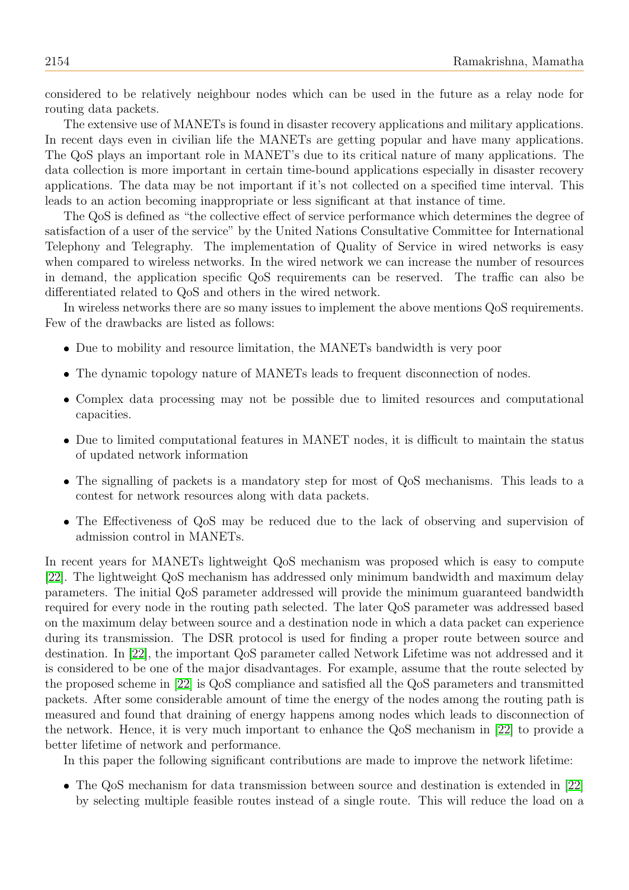considered to be relatively neighbour nodes which can be used in the future as a relay node for routing data packets.

The extensive use of MANETs is found in disaster recovery applications and military applications. In recent days even in civilian life the MANETs are getting popular and have many applications. The QoS plays an important role in MANET's due to its critical nature of many applications. The data collection is more important in certain time-bound applications especially in disaster recovery applications. The data may be not important if it's not collected on a specified time interval. This leads to an action becoming inappropriate or less significant at that instance of time.

The QoS is defined as "the collective effect of service performance which determines the degree of satisfaction of a user of the service" by the United Nations Consultative Committee for International Telephony and Telegraphy. The implementation of Quality of Service in wired networks is easy when compared to wireless networks. In the wired network we can increase the number of resources in demand, the application specific QoS requirements can be reserved. The traffic can also be differentiated related to QoS and others in the wired network.

In wireless networks there are so many issues to implement the above mentions QoS requirements. Few of the drawbacks are listed as follows:

- Due to mobility and resource limitation, the MANETs bandwidth is very poor
- The dynamic topology nature of MANETs leads to frequent disconnection of nodes.
- Complex data processing may not be possible due to limited resources and computational capacities.
- Due to limited computational features in MANET nodes, it is difficult to maintain the status of updated network information
- The signalling of packets is a mandatory step for most of QoS mechanisms. This leads to a contest for network resources along with data packets.
- The Effectiveness of QoS may be reduced due to the lack of observing and supervision of admission control in MANETs.

In recent years for MANETs lightweight QoS mechanism was proposed which is easy to compute [22]. The lightweight QoS mechanism has addressed only minimum bandwidth and maximum delay parameters. The initial QoS parameter addressed will provide the minimum guaranteed bandwidth required for every node in the routing path selected. The later QoS parameter was addressed based on the maximum delay between source and a destination node in which a data packet can experience during its transmission. The DSR protocol is used for finding a proper route between source and destination. In [22], the important QoS parameter called Network Lifetime was not addressed and it is considered to be one of the major disadvantages. For example, assume that the route selected by the proposed scheme in [22] is QoS compliance and satisfied all the QoS parameters and transmitted packets. After some considerable amount of time the energy of the nodes among the routing path is measured and found that draining of energy happens among nodes which leads to disconnection of the network. Hence, it is very much important to enhance the QoS mechanism in [22] to provide a better lifetime of network and performance.

In this paper the following significant contributions are made to improve the network lifetime:

- The QoS mechanism for data transmission between source and destination is extended in [22] by selecting multiple feasible routes instead of a single route. This will reduce the load on a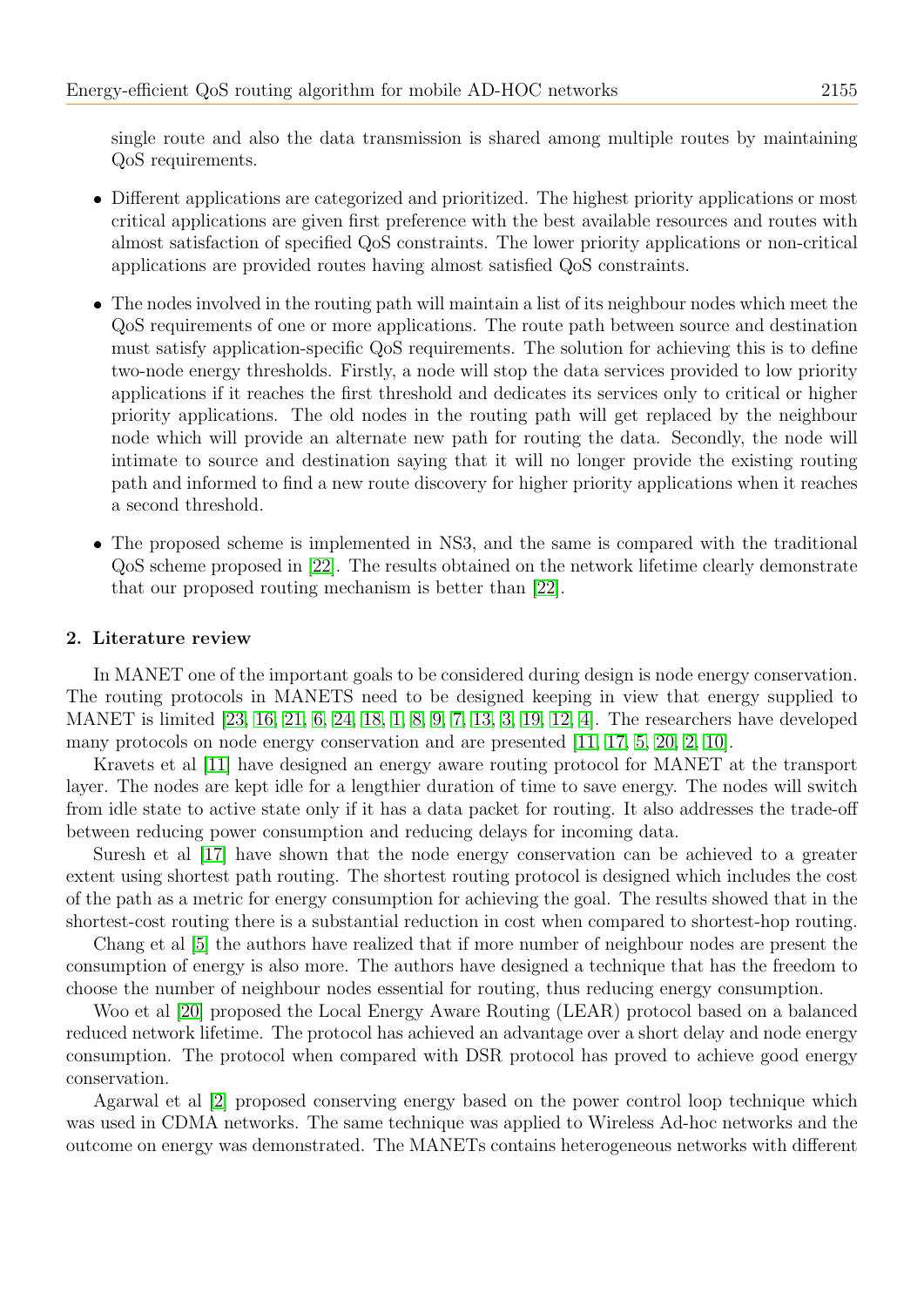single route and also the data transmission is shared among multiple routes by maintaining QoS requirements.

- Different applications are categorized and prioritized. The highest priority applications or most critical applications are given first preference with the best available resources and routes with almost satisfaction of specified QoS constraints. The lower priority applications or non-critical applications are provided routes having almost satisfied QoS constraints.

- The nodes involved in the routing path will maintain a list of its neighbour nodes which meet the QoS requirements of one or more applications. The route path between source and destination must satisfy application-specific QoS requirements. The solution for achieving this is to define two-node energy thresholds. Firstly, a node will stop the data services provided to low priority applications if it reaches the first threshold and dedicates its services only to critical or higher priority applications. The old nodes in the routing path will get replaced by the neighbour node which will provide an alternate new path for routing the data. Secondly, the node will intimate to source and destination saying that it will no longer provide the existing routing path and informed to find a new route discovery for higher priority applications when it reaches a second threshold.

- The proposed scheme is implemented in NS3, and the same is compared with the traditional QoS scheme proposed in [22]. The results obtained on the network lifetime clearly demonstrate that our proposed routing mechanism is better than [22].

## 2. Literature review

In MANET one of the important goals to be considered during design is node energy conservation. The routing protocols in MANETS need to be designed keeping in view that energy supplied to MANET is limited [23, 16, 21, 6, 24, 18, 1, 8, 9, 7, 13, 3, 19, 12, 4]. The researchers have developed many protocols on node energy conservation and are presented [11, 17, 5, 20, 2, 10].

Kravets et al [11] have designed an energy aware routing protocol for MANET at the transport layer. The nodes are kept idle for a lengthier duration of time to save energy. The nodes will switch from idle state to active state only if it has a data packet for routing. It also addresses the trade-off between reducing power consumption and reducing delays for incoming data.

Suresh et al [17] have shown that the node energy conservation can be achieved to a greater extent using shortest path routing. The shortest routing protocol is designed which includes the cost of the path as a metric for energy consumption for achieving the goal. The results showed that in the shortest-cost routing there is a substantial reduction in cost when compared to shortest-hop routing.

Chang et al [5] the authors have realized that if more number of neighbour nodes are present the consumption of energy is also more. The authors have designed a technique that has the freedom to choose the number of neighbour nodes essential for routing, thus reducing energy consumption.

Woo et al [20] proposed the Local Energy Aware Routing (LEAR) protocol based on a balanced reduced network lifetime. The protocol has achieved an advantage over a short delay and node energy consumption. The protocol when compared with DSR protocol has proved to achieve good energy conservation.

Agarwal et al [2] proposed conserving energy based on the power control loop technique which was used in CDMA networks. The same technique was applied to Wireless Ad-hoc networks and the outcome on energy was demonstrated. The MANETs contains heterogeneous networks with different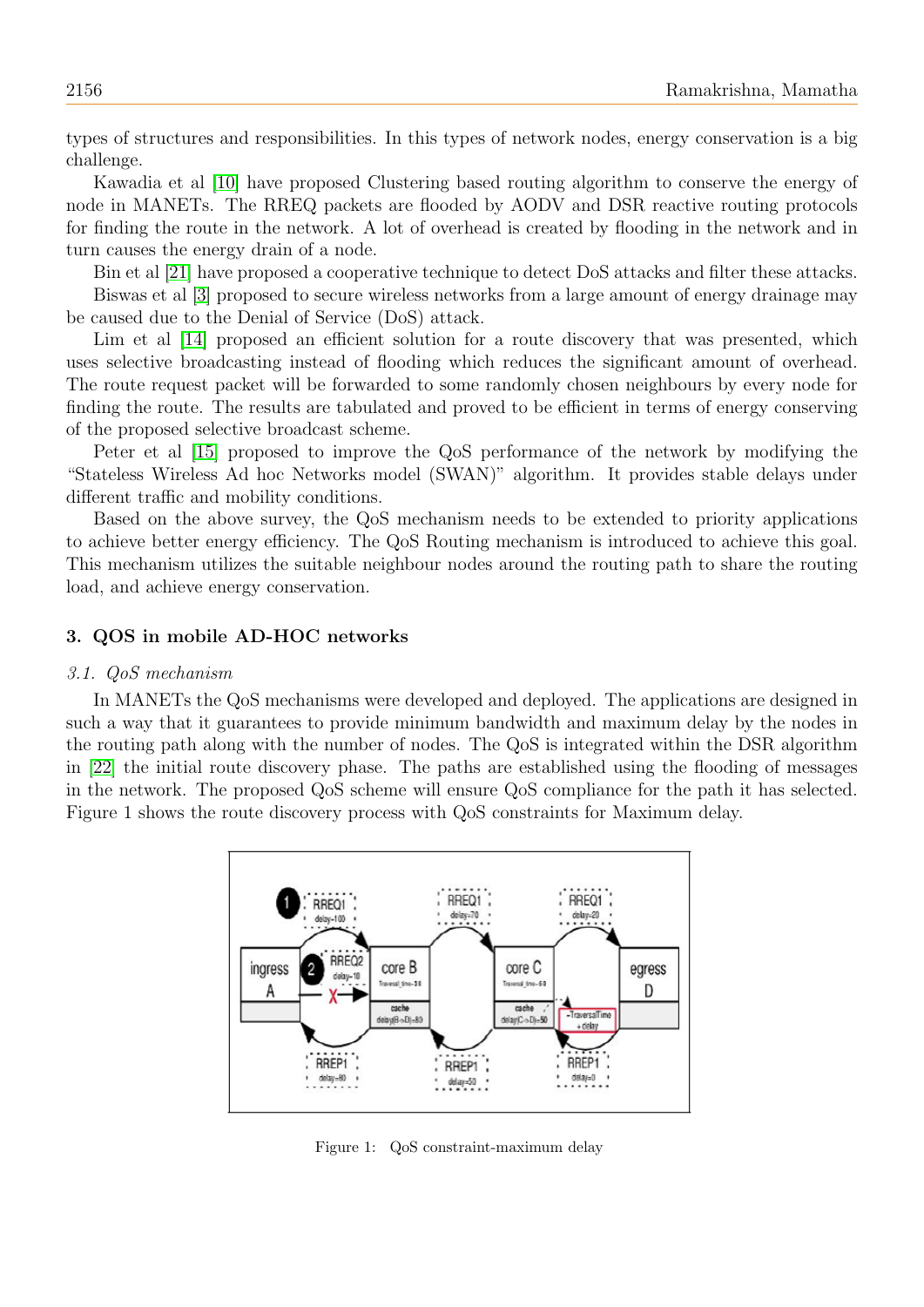types of structures and responsibilities. In this types of network nodes, energy conservation is a big challenge.

Kawadia et al [10] have proposed Clustering based routing algorithm to conserve the energy of node in MANETs. The RREQ packets are flooded by AODV and DSR reactive routing protocols for finding the route in the network. A lot of overhead is created by flooding in the network and in turn causes the energy drain of a node.

Bin et al [21] have proposed a cooperative technique to detect DoS attacks and filter these attacks. Biswas et al [3] proposed to secure wireless networks from a large amount of energy drainage may be caused due to the Denial of Service (DoS) attack.

Lim et al [14] proposed an efficient solution for a route discovery that was presented, which uses selective broadcasting instead of flooding which reduces the significant amount of overhead. The route request packet will be forwarded to some randomly chosen neighbours by every node for finding the route. The results are tabulated and proved to be efficient in terms of energy conserving of the proposed selective broadcast scheme.

Peter et al [15] proposed to improve the QoS performance of the network by modifying the "Stateless Wireless Ad hoc Networks model (SWAN)" algorithm. It provides stable delays under different traffic and mobility conditions.

Based on the above survey, the QoS mechanism needs to be extended to priority applications to achieve better energy efficiency. The QoS Routing mechanism is introduced to achieve this goal. This mechanism utilizes the suitable neighbour nodes around the routing path to share the routing load, and achieve energy conservation.

## 3. QOS in mobile AD-HOC networks

### 3.1. QoS mechanism

In MANETs the QoS mechanisms were developed and deployed. The applications are designed in such a way that it guarantees to provide minimum bandwidth and maximum delay by the nodes in the routing path along with the number of nodes. The QoS is integrated within the DSR algorithm in [22] the initial route discovery phase. The paths are established using the flooding of messages in the network. The proposed QoS scheme will ensure QoS compliance for the path it has selected. Figure 1 shows the route discovery process with QoS constraints for Maximum delay.

Figure 1: QoS constraint-maximum delay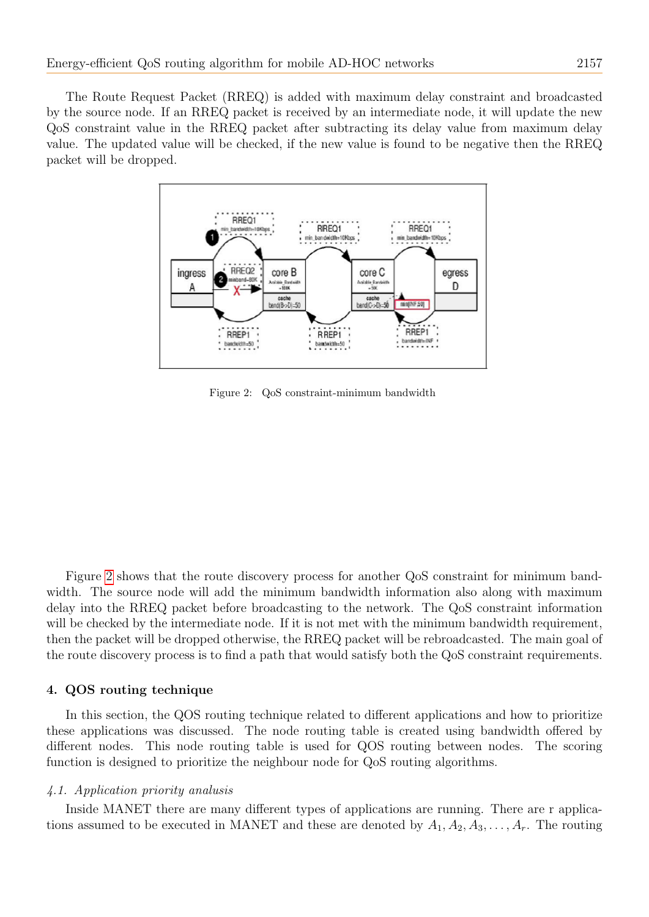The Route Request Packet (RREQ) is added with maximum delay constraint and broadcasted by the source node. If an RREQ packet is received by an intermediate node, it will update the new QoS constraint value in the RREQ packet after subtracting its delay value from maximum delay value. The updated value will be checked, if the new value is found to be negative then the RREQ packet will be dropped.

Figure 2: QoS constraint-minimum bandwidth

Figure 2 shows that the route discovery process for another QoS constraint for minimum bandwidth. The source node will add the minimum bandwidth information also along with maximum delay into the RREQ packet before broadcasting to the network. The QoS constraint information will be checked by the intermediate node. If it is not met with the minimum bandwidth requirement, then the packet will be dropped otherwise, the RREQ packet will be rebroadcasted. The main goal of the route discovery process is to find a path that would satisfy both the QoS constraint requirements.

## 4. QOS routing technique

In this section, the QOS routing technique related to different applications and how to prioritize these applications was discussed. The node routing table is created using bandwidth offered by different nodes. This node routing table is used for QOS routing between nodes. The scoring function is designed to prioritize the neighbour node for QoS routing algorithms.

### *4.1. Application priority analusis*

Inside MANET there are many different types of applications are running. There are r applications assumed to be executed in MANET and these are denoted by $A_1, A_2, A_3, \ldots, A_r$. The routing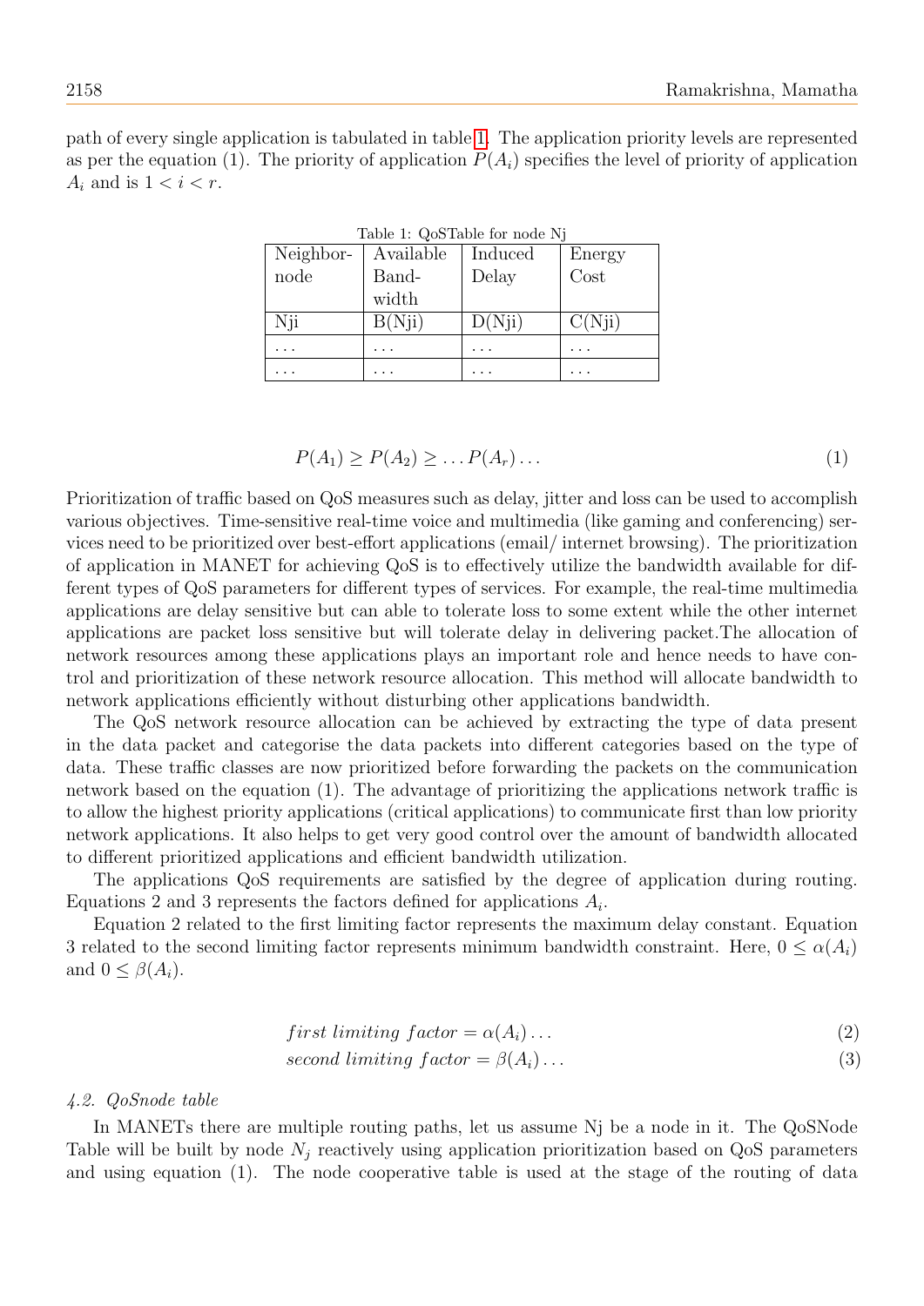path of every single application is tabulated in table 1. The application priority levels are represented as per the equation (1). The priority of application $P(A_i)$ specifies the level of priority of application $A_i$ and is $1 < i < r$.

Table 1: QoSTable for node Nj

| Neighbor-node | Available Band-width | Induced Delay | Energy Cost |
|---|---|---|---|
| Nji | B(Nji) | D(Nji) | C(Nji) |
| ... | ... | ... | ... |
| ... | ... | ... | ... |

$$P(A_1) \geq P(A_2) \geq \dots P(A_r) \dots \tag{1}$$

Prioritization of traffic based on QoS measures such as delay, jitter and loss can be used to accomplish various objectives. Time-sensitive real-time voice and multimedia (like gaming and conferencing) services need to be prioritized over best-effort applications (email/ internet browsing). The prioritization of application in MANET for achieving QoS is to effectively utilize the bandwidth available for different types of QoS parameters for different types of services. For example, the real-time multimedia applications are delay sensitive but can able to tolerate loss to some extent while the other internet applications are packet loss sensitive but will tolerate delay in delivering packet.The allocation of network resources among these applications plays an important role and hence needs to have control and prioritization of these network resource allocation. This method will allocate bandwidth to network applications efficiently without disturbing other applications bandwidth.

The QoS network resource allocation can be achieved by extracting the type of data present in the data packet and categorise the data packets into different categories based on the type of data. These traffic classes are now prioritized before forwarding the packets on the communication network based on the equation (1). The advantage of prioritizing the applications network traffic is to allow the highest priority applications (critical applications) to communicate first than low priority network applications. It also helps to get very good control over the amount of bandwidth allocated to different prioritized applications and efficient bandwidth utilization.

The applications QoS requirements are satisfied by the degree of application during routing. Equations 2 and 3 represents the factors defined for applications $A_i$.

Equation 2 related to the first limiting factor represents the maximum delay constant. Equation 3 related to the second limiting factor represents minimum bandwidth constraint. Here, $0 \leq \alpha(A_i)$ and $0 \leq \beta(A_i)$.

$$first\ limiting\ factor = \alpha(A_i) \dots \tag{2}$$

$$second\ limiting\ factor = \beta(A_i) \dots \tag{3}$$

### *4.2. QoSnode table*

In MANETs there are multiple routing paths, let us assume Nj be a node in it. The QoSNode Table will be built by node $N_j$ reactively using application prioritization based on QoS parameters and using equation (1). The node cooperative table is used at the stage of the routing of data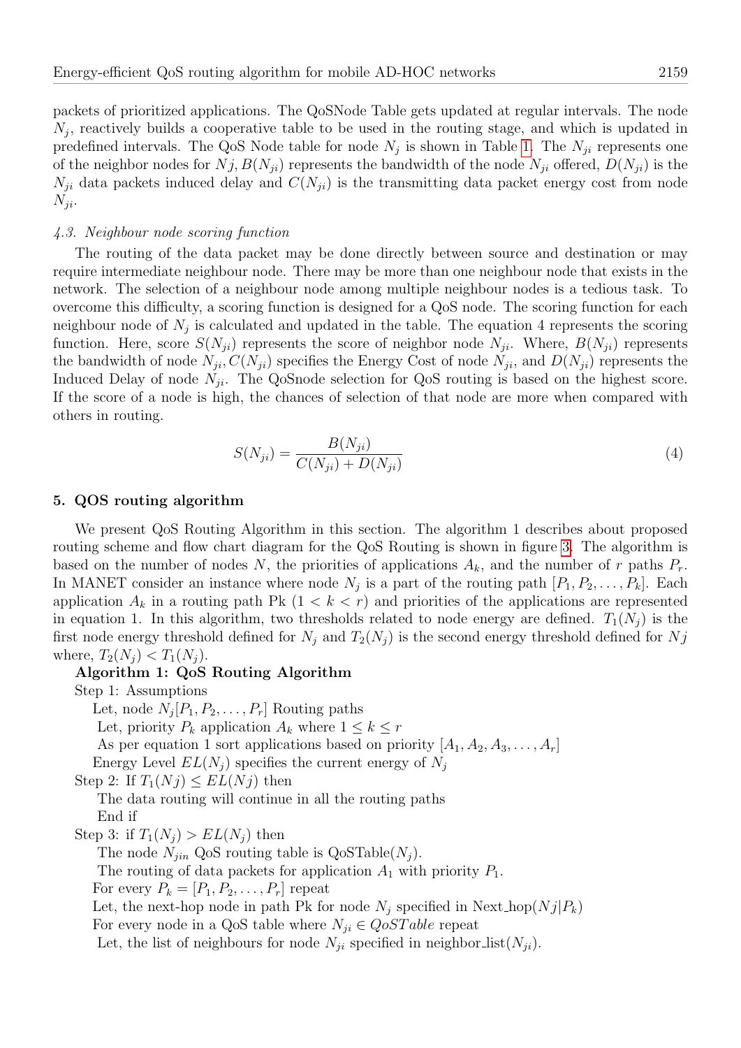packets of prioritized applications. The QoSNode Table gets updated at regular intervals. The node $N_j$, reactively builds a cooperative table to be used in the routing stage, and which is updated in predefined intervals. The QoS Node table for node $N_j$ is shown in Table 1. The $N_{ji}$ represents one of the neighbor nodes for $Nj, B(N_{ji})$ represents the bandwidth of the node $N_{ji}$ offered, $D(N_{ji})$ is the $N_{ji}$ data packets induced delay and $C(N_{ji})$ is the transmitting data packet energy cost from node $N_{ji}$.

### *4.3. Neighbour node scoring function*

The routing of the data packet may be done directly between source and destination or may require intermediate neighbour node. There may be more than one neighbour node that exists in the network. The selection of a neighbour node among multiple neighbour nodes is a tedious task. To overcome this difficulty, a scoring function is designed for a QoS node. The scoring function for each neighbour node of $N_j$ is calculated and updated in the table. The equation 4 represents the scoring function. Here, score $S(N_{ji})$ represents the score of neighbor node $N_{ji}$. Where, $B(N_{ji})$ represents the bandwidth of node $N_{ji}, C(N_{ji})$ specifies the Energy Cost of node $N_{ji}$, and $D(N_{ji})$ represents the Induced Delay of node $N_{ji}$. The QoSnode selection for QoS routing is based on the highest score. If the score of a node is high, the chances of selection of that node are more when compared with others in routing.

$$S(N_{ji}) = \frac{B(N_{ji})}{C(N_{ji}) + D(N_{ji})} \tag{4}$$

## 5. QOS routing algorithm

We present QoS Routing Algorithm in this section. The algorithm 1 describes about proposed routing scheme and flow chart diagram for the QoS Routing is shown in figure 3. The algorithm is based on the number of nodes $N$, the priorities of applications $A_k$, and the number of $r$ paths $P_r$. In MANET consider an instance where node $N_j$ is a part of the routing path $[P_1, P_2, \ldots, P_k]$. Each application $A_k$ in a routing path Pk $(1 < k < r)$ and priorities of the applications are represented in equation 1. In this algorithm, two thresholds related to node energy are defined. $T_1(N_j)$ is the first node energy threshold defined for $N_j$ and $T_2(N_j)$ is the second energy threshold defined for $Nj$ where, $T_2(N_j) < T_1(N_j)$.

**Algorithm 1: QoS Routing Algorithm**

Step 1: Assumptions

  Let, node $N_j[P_1, P_2, \ldots, P_r]$ Routing paths

  Let, priority $P_k$ application $A_k$ where $1 \leq k \leq r$

  As per equation 1 sort applications based on priority $[A_1, A_2, A_3, \ldots, A_r]$

  Energy Level $EL(N_j)$ specifies the current energy of $N_j$

Step 2: If $T_1(Nj) \leq EL(Nj)$ then

  The data routing will continue in all the routing paths

  End if

Step 3: if $T_1(N_j) > EL(N_j)$ then

  The node $N_{jin}$ QoS routing table is QoSTable($N_j$).

  The routing of data packets for application $A_1$ with priority $P_1$.

  For every $P_k = [P_1, P_2, \ldots, P_r]$ repeat

  Let, the next-hop node in path Pk for node $N_j$ specified in Next_hop($Nj|P_k$)

  For every node in a QoS table where $N_{ji} \in QoSTable$ repeat

  Let, the list of neighbours for node $N_{ji}$ specified in neighbor_list($N_{ji}$).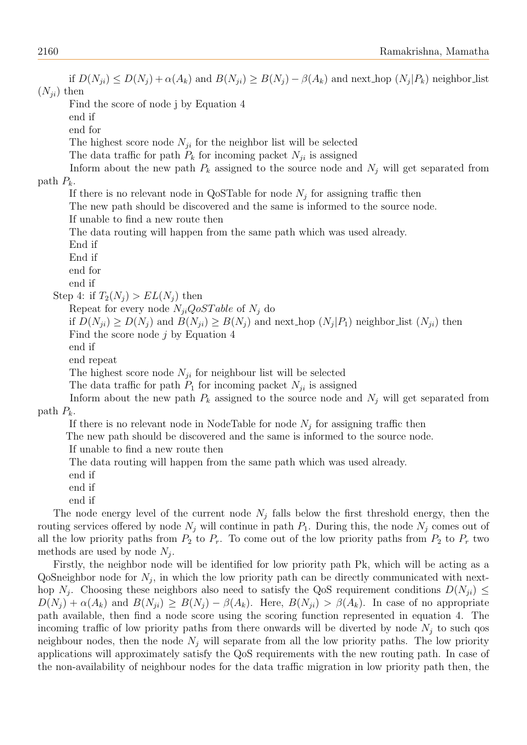if $D(N_{ji}) \leq D(N_j) + \alpha(A_k)$ and $B(N_{ji}) \geq B(N_j) - \beta(A_k)$ and next_hop $(N_j|P_k)$ neighbor_list $(N_{ji})$ then

Find the score of node j by Equation 4

end if

end for

The highest score node $N_{ji}$ for the neighbor list will be selected

The data traffic for path $P_k$ for incoming packet $N_{ji}$ is assigned

Inform about the new path $P_k$ assigned to the source node and $N_j$ will get separated from path $P_k$.

If there is no relevant node in QoSTable for node $N_j$ for assigning traffic then

The new path should be discovered and the same is informed to the source node.

If unable to find a new route then

The data routing will happen from the same path which was used already.

End if

End if

end for

end if

Step 4: if $T_2(N_j) > EL(N_j)$ then

Repeat for every node $N_{ji} QoSTable$ of $N_j$ do

if $D(N_{ji}) \geq D(N_j)$ and $B(N_{ji}) \geq B(N_j)$ and next_hop $(N_j|P_1)$ neighbor_list $(N_{ji})$ then

Find the score node $j$ by Equation 4

end if

end repeat

The highest score node $N_{ji}$ for neighbour list will be selected

The data traffic for path $P_1$ for incoming packet $N_{ji}$ is assigned

Inform about the new path $P_k$ assigned to the source node and $N_j$ will get separated from path $P_k$.

If there is no relevant node in NodeTable for node $N_j$ for assigning traffic then

The new path should be discovered and the same is informed to the source node.

If unable to find a new route then

The data routing will happen from the same path which was used already.

end if

end if

end if

The node energy level of the current node $N_j$ falls below the first threshold energy, then the routing services offered by node $N_j$ will continue in path $P_1$. During this, the node $N_j$ comes out of all the low priority paths from $P_2$ to $P_r$. To come out of the low priority paths from $P_2$ to $P_r$ two methods are used by node $N_j$.

Firstly, the neighbor node will be identified for low priority path Pk, which will be acting as a QoSneighbor node for $N_j$, in which the low priority path can be directly communicated with next-hop $N_j$. Choosing these neighbors also need to satisfy the QoS requirement conditions $D(N_{ji}) \leq D(N_j) + \alpha(A_k)$ and $B(N_{ji}) \geq B(N_j) - \beta(A_k)$. Here, $B(N_{ji}) > \beta(A_k)$. In case of no appropriate path available, then find a node score using the scoring function represented in equation 4. The incoming traffic of low priority paths from there onwards will be diverted by node $N_j$ to such qos neighbour nodes, then the node $N_j$ will separate from all the low priority paths. The low priority applications will approximately satisfy the QoS requirements with the new routing path. In case of the non-availability of neighbour nodes for the data traffic migration in low priority path then, the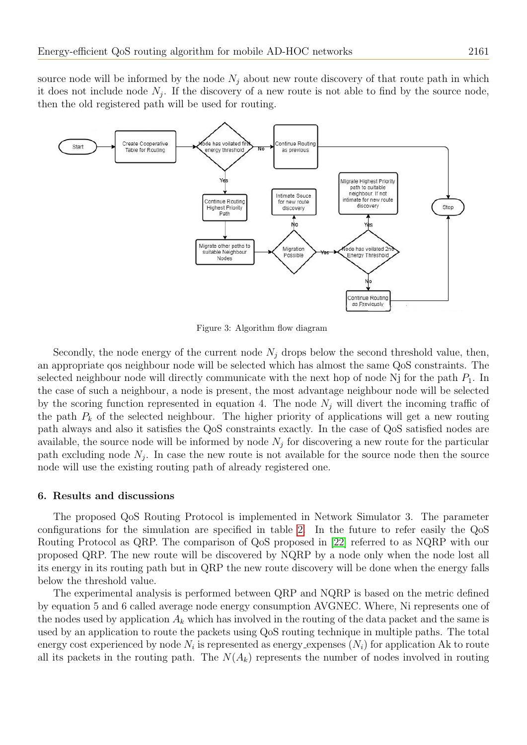source node will be informed by the node $N_j$ about new route discovery of that route path in which it does not include node $N_j$. If the discovery of a new route is not able to find by the source node, then the old registered path will be used for routing.

Figure 3: Algorithm flow diagram

Secondly, the node energy of the current node $N_j$ drops below the second threshold value, then, an appropriate qos neighbour node will be selected which has almost the same QoS constraints. The selected neighbour node will directly communicate with the next hop of node Nj for the path $P_1$. In the case of such a neighbour, a node is present, the most advantage neighbour node will be selected by the scoring function represented in equation 4. The node $N_j$ will divert the incoming traffic of the path $P_k$ of the selected neighbour. The higher priority of applications will get a new routing path always and also it satisfies the QoS constraints exactly. In the case of QoS satisfied nodes are available, the source node will be informed by node $N_j$ for discovering a new route for the particular path excluding node $N_j$. In case the new route is not available for the source node then the source node will use the existing routing path of already registered one.

## 6. Results and discussions

The proposed QoS Routing Protocol is implemented in Network Simulator 3. The parameter configurations for the simulation are specified in table 2. In the future to refer easily the QoS Routing Protocol as QRP. The comparison of QoS proposed in [22] referred to as NQRP with our proposed QRP. The new route will be discovered by NQRP by a node only when the node lost all its energy in its routing path but in QRP the new route discovery will be done when the energy falls below the threshold value.

The experimental analysis is performed between QRP and NQRP is based on the metric defined by equation 5 and 6 called average node energy consumption AVGNEC. Where, Ni represents one of the nodes used by application $A_k$ which has involved in the routing of the data packet and the same is used by an application to route the packets using QoS routing technique in multiple paths. The total energy cost experienced by node $N_i$ is represented as energy_expenses $(N_i)$ for application Ak to route all its packets in the routing path. The $N(A_k)$ represents the number of nodes involved in routing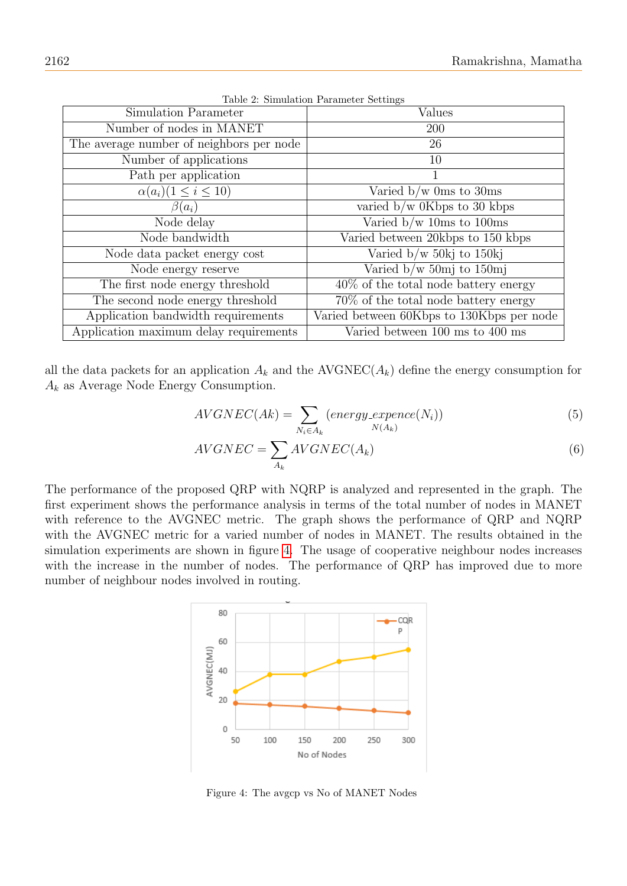Table 2: Simulation Parameter Settings

| Simulation Parameter | Values |
|---|---|
| Number of nodes in MANET | 200 |
| The average number of neighbors per node | 26 |
| Number of applications | 10 |
| Path per application | 1 |
| $\alpha(a_i)(1 \leq i \leq 10)$ | Varied b/w 0ms to 30ms |
| $\beta(a_i)$ | varied b/w 0Kbps to 30 kbps |
| Node delay | Varied b/w 10ms to 100ms |
| Node bandwidth | Varied between 20kbps to 150 kbps |
| Node data packet energy cost | Varied b/w 50kj to 150kj |
| Node energy reserve | Varied b/w 50mj to 150mj |
| The first node energy threshold | 40% of the total node battery energy |
| The second node energy threshold | 70% of the total node battery energy |
| Application bandwidth requirements | Varied between 60Kbps to 130Kbps per node |
| Application maximum delay requirements | Varied between 100 ms to 400 ms |

all the data packets for an application $A_k$ and the AVGNEC($A_k$) define the energy consumption for $A_k$ as Average Node Energy Consumption.

$$AVGNEC(Ak) = \sum_{N_i \in A_k} \underset{N(A_k)}{(energy\_expence(N_i))} \tag{5}$$

$$AVGNEC = \sum_{A_k} AVGNEC(A_k) \tag{6}$$

The performance of the proposed QRP with NQRP is analyzed and represented in the graph. The first experiment shows the performance analysis in terms of the total number of nodes in MANET with reference to the AVGNEC metric. The graph shows the performance of QRP and NQRP with the AVGNEC metric for a varied number of nodes in MANET. The results obtained in the simulation experiments are shown in figure 4. The usage of cooperative neighbour nodes increases with the increase in the number of nodes. The performance of QRP has improved due to more number of neighbour nodes involved in routing.

Figure 4: The avgcp vs No of MANET Nodes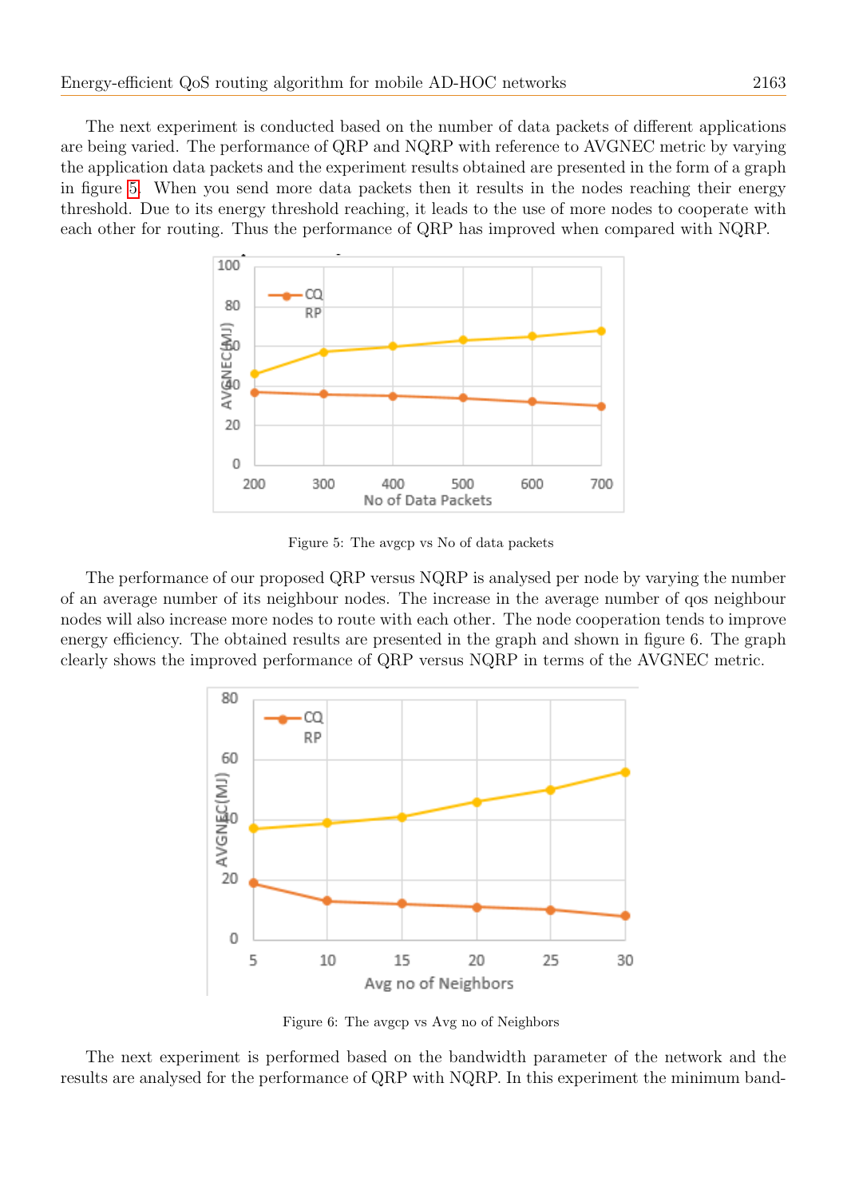The next experiment is conducted based on the number of data packets of different applications are being varied. The performance of QRP and NQRP with reference to AVGNEC metric by varying the application data packets and the experiment results obtained are presented in the form of a graph in figure 5. When you send more data packets then it results in the nodes reaching their energy threshold. Due to its energy threshold reaching, it leads to the use of more nodes to cooperate with each other for routing. Thus the performance of QRP has improved when compared with NQRP.

Figure 5: The avgcp vs No of data packets

The performance of our proposed QRP versus NQRP is analysed per node by varying the number of an average number of its neighbour nodes. The increase in the average number of qos neighbour nodes will also increase more nodes to route with each other. The node cooperation tends to improve energy efficiency. The obtained results are presented in the graph and shown in figure 6. The graph clearly shows the improved performance of QRP versus NQRP in terms of the AVGNEC metric.

Figure 6: The avgcp vs Avg no of Neighbors

The next experiment is performed based on the bandwidth parameter of the network and the results are analysed for the performance of QRP with NQRP. In this experiment the minimum band-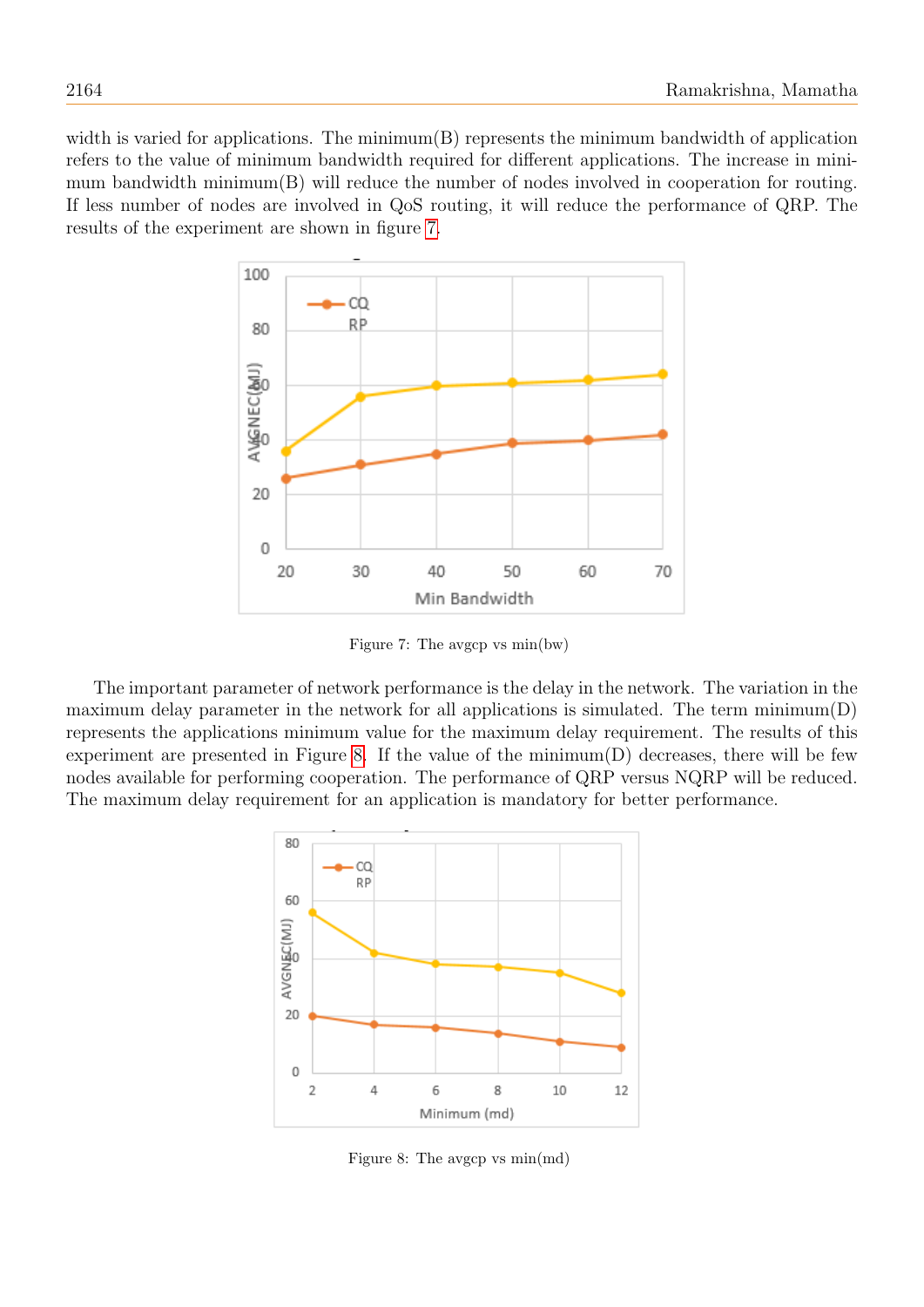width is varied for applications. The minimum(B) represents the minimum bandwidth of application refers to the value of minimum bandwidth required for different applications. The increase in minimum bandwidth minimum(B) will reduce the number of nodes involved in cooperation for routing. If less number of nodes are involved in QoS routing, it will reduce the performance of QRP. The results of the experiment are shown in figure 7.

Figure 7: The avgcp vs min(bw)

The important parameter of network performance is the delay in the network. The variation in the maximum delay parameter in the network for all applications is simulated. The term minimum(D) represents the applications minimum value for the maximum delay requirement. The results of this experiment are presented in Figure 8. If the value of the minimum(D) decreases, there will be few nodes available for performing cooperation. The performance of QRP versus NQRP will be reduced. The maximum delay requirement for an application is mandatory for better performance.

Figure 8: The avgcp vs min(md)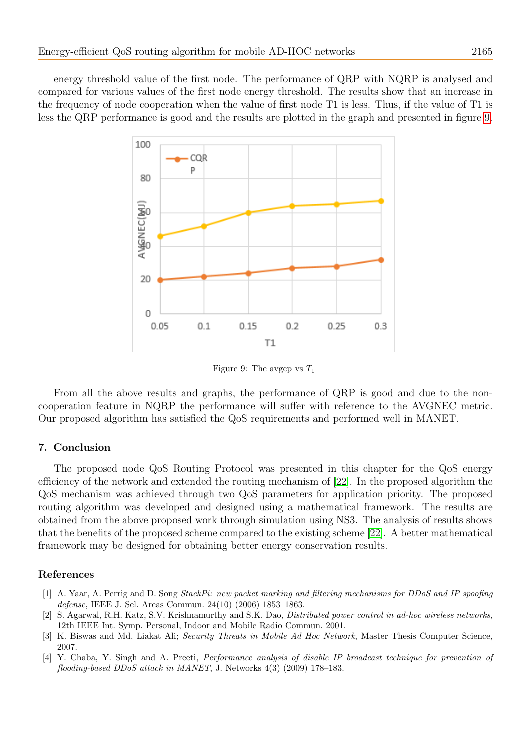energy threshold value of the first node. The performance of QRP with NQRP is analysed and compared for various values of the first node energy threshold. The results show that an increase in the frequency of node cooperation when the value of first node T1 is less. Thus, if the value of T1 is less the QRP performance is good and the results are plotted in the graph and presented in figure 9.

Figure 9: The avgcp vs $T_1$

From all the above results and graphs, the performance of QRP is good and due to the non-cooperation feature in NQRP the performance will suffer with reference to the AVGNEC metric. Our proposed algorithm has satisfied the QoS requirements and performed well in MANET.

## 7. Conclusion

The proposed node QoS Routing Protocol was presented in this chapter for the QoS energy efficiency of the network and extended the routing mechanism of [22]. In the proposed algorithm the QoS mechanism was achieved through two QoS parameters for application priority. The proposed routing algorithm was developed and designed using a mathematical framework. The results are obtained from the above proposed work through simulation using NS3. The analysis of results shows that the benefits of the proposed scheme compared to the existing scheme [22]. A better mathematical framework may be designed for obtaining better energy conservation results.

## References

[1] A. Yaar, A. Perrig and D. Song *StackPi: new packet marking and filtering mechanisms for DDoS and IP spoofing defense*, IEEE J. Sel. Areas Commun. 24(10) (2006) 1853–1863.

[2] S. Agarwal, R.H. Katz, S.V. Krishnamurthy and S.K. Dao, *Distributed power control in ad-hoc wireless networks*, 12th IEEE Int. Symp. Personal, Indoor and Mobile Radio Commun. 2001.

[3] K. Biswas and Md. Liakat Ali; *Security Threats in Mobile Ad Hoc Network*, Master Thesis Computer Science, 2007.

[4] Y. Chaba, Y. Singh and A. Preeti, *Performance analysis of disable IP broadcast technique for prevention of flooding-based DDoS attack in MANET*, J. Networks 4(3) (2009) 178–183.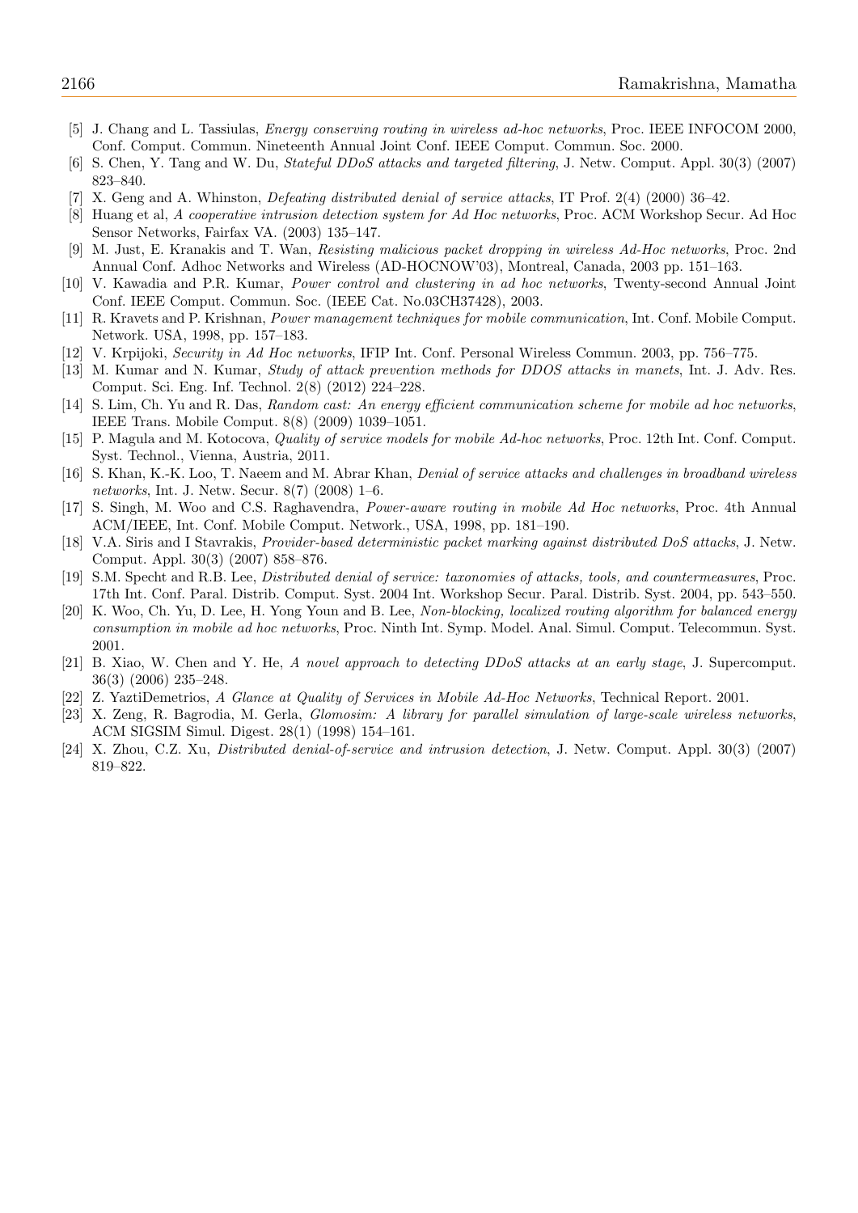[5] J. Chang and L. Tassiulas, *Energy conserving routing in wireless ad-hoc networks*, Proc. IEEE INFOCOM 2000, Conf. Comput. Commun. Nineteenth Annual Joint Conf. IEEE Comput. Commun. Soc. 2000.

[6] S. Chen, Y. Tang and W. Du, *Stateful DDoS attacks and targeted filtering*, J. Netw. Comput. Appl. 30(3) (2007) 823–840.

[7] X. Geng and A. Whinston, *Defeating distributed denial of service attacks*, IT Prof. 2(4) (2000) 36–42.

[8] Huang et al, *A cooperative intrusion detection system for Ad Hoc networks*, Proc. ACM Workshop Secur. Ad Hoc Sensor Networks, Fairfax VA. (2003) 135–147.

[9] M. Just, E. Kranakis and T. Wan, *Resisting malicious packet dropping in wireless Ad-Hoc networks*, Proc. 2nd Annual Conf. Adhoc Networks and Wireless (AD-HOCNOW'03), Montreal, Canada, 2003 pp. 151–163.

[10] V. Kawadia and P.R. Kumar, *Power control and clustering in ad hoc networks*, Twenty-second Annual Joint Conf. IEEE Comput. Commun. Soc. (IEEE Cat. No.03CH37428), 2003.

[11] R. Kravets and P. Krishnan, *Power management techniques for mobile communication*, Int. Conf. Mobile Comput. Network. USA, 1998, pp. 157–183.

[12] V. Krpijoki, *Security in Ad Hoc networks*, IFIP Int. Conf. Personal Wireless Commun. 2003, pp. 756–775.

[13] M. Kumar and N. Kumar, *Study of attack prevention methods for DDOS attacks in manets*, Int. J. Adv. Res. Comput. Sci. Eng. Inf. Technol. 2(8) (2012) 224–228.

[14] S. Lim, Ch. Yu and R. Das, *Random cast: An energy efficient communication scheme for mobile ad hoc networks*, IEEE Trans. Mobile Comput. 8(8) (2009) 1039–1051.

[15] P. Magula and M. Kotocova, *Quality of service models for mobile Ad-hoc networks*, Proc. 12th Int. Conf. Comput. Syst. Technol., Vienna, Austria, 2011.

[16] S. Khan, K.-K. Loo, T. Naeem and M. Abrar Khan, *Denial of service attacks and challenges in broadband wireless networks*, Int. J. Netw. Secur. 8(7) (2008) 1–6.

[17] S. Singh, M. Woo and C.S. Raghavendra, *Power-aware routing in mobile Ad Hoc networks*, Proc. 4th Annual ACM/IEEE, Int. Conf. Mobile Comput. Network., USA, 1998, pp. 181–190.

[18] V.A. Siris and I Stavrakis, *Provider-based deterministic packet marking against distributed DoS attacks*, J. Netw. Comput. Appl. 30(3) (2007) 858–876.

[19] S.M. Specht and R.B. Lee, *Distributed denial of service: taxonomies of attacks, tools, and countermeasures*, Proc. 17th Int. Conf. Paral. Distrib. Comput. Syst. 2004 Int. Workshop Secur. Paral. Distrib. Syst. 2004, pp. 543–550.

[20] K. Woo, Ch. Yu, D. Lee, H. Yong Youn and B. Lee, *Non-blocking, localized routing algorithm for balanced energy consumption in mobile ad hoc networks*, Proc. Ninth Int. Symp. Model. Anal. Simul. Comput. Telecommun. Syst. 2001.

[21] B. Xiao, W. Chen and Y. He, *A novel approach to detecting DDoS attacks at an early stage*, J. Supercomput. 36(3) (2006) 235–248.

[22] Z. YaztiDemetrios, *A Glance at Quality of Services in Mobile Ad-Hoc Networks*, Technical Report. 2001.

[23] X. Zeng, R. Bagrodia, M. Gerla, *Glomosim: A library for parallel simulation of large-scale wireless networks*, ACM SIGSIM Simul. Digest. 28(1) (1998) 154–161.

[24] X. Zhou, C.Z. Xu, *Distributed denial-of-service and intrusion detection*, J. Netw. Comput. Appl. 30(3) (2007) 819–822.